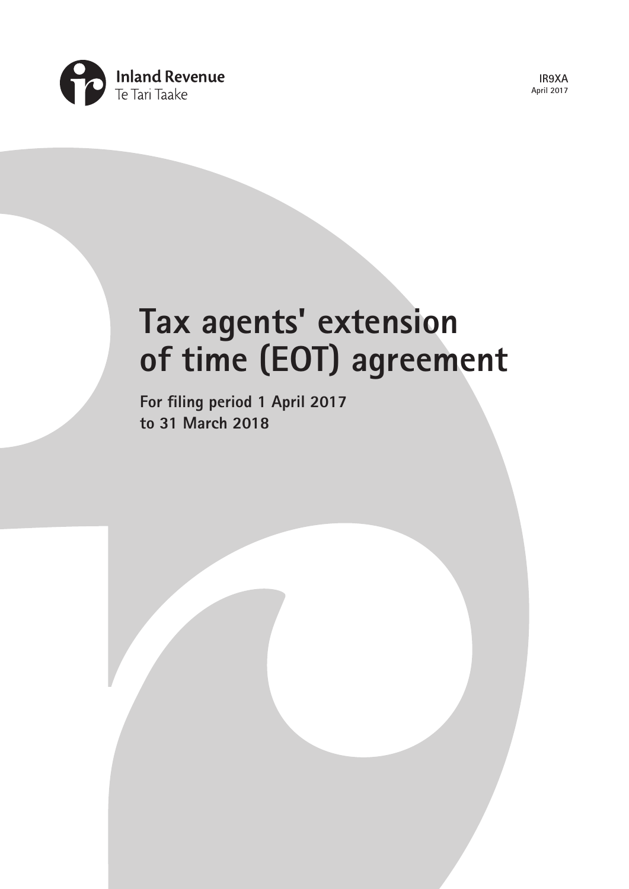Inland Revenue
Te Tari Taake

IR9XA
April 2017

# Tax agents' extension of time (EOT) agreement

**For filing period 1 April 2017 to 31 March 2018**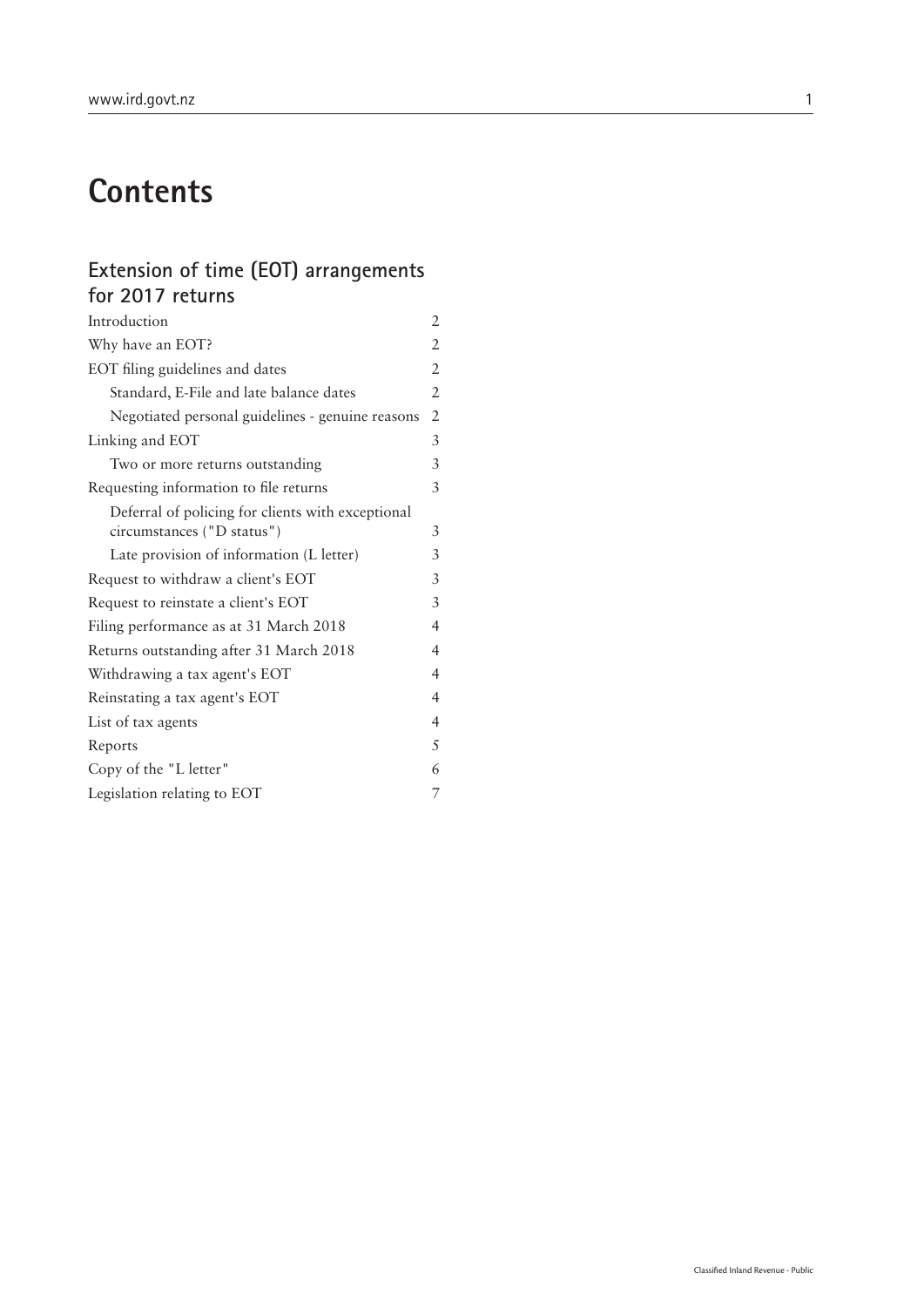# Contents

## Extension of time (EOT) arrangements for 2017 returns

| | |
|---|---|
| Introduction | 2 |
| Why have an EOT? | 2 |
| EOT filing guidelines and dates | 2 |
| Standard, E-File and late balance dates | 2 |
| Negotiated personal guidelines - genuine reasons | 2 |
| Linking and EOT | 3 |
| Two or more returns outstanding | 3 |
| Requesting information to file returns | 3 |
| Deferral of policing for clients with exceptional circumstances ("D status") | 3 |
| Late provision of information (L letter) | 3 |
| Request to withdraw a client's EOT | 3 |
| Request to reinstate a client's EOT | 3 |
| Filing performance as at 31 March 2018 | 4 |
| Returns outstanding after 31 March 2018 | 4 |
| Withdrawing a tax agent's EOT | 4 |
| Reinstating a tax agent's EOT | 4 |
| List of tax agents | 4 |
| Reports | 5 |
| Copy of the "L letter" | 6 |
| Legislation relating to EOT | 7 |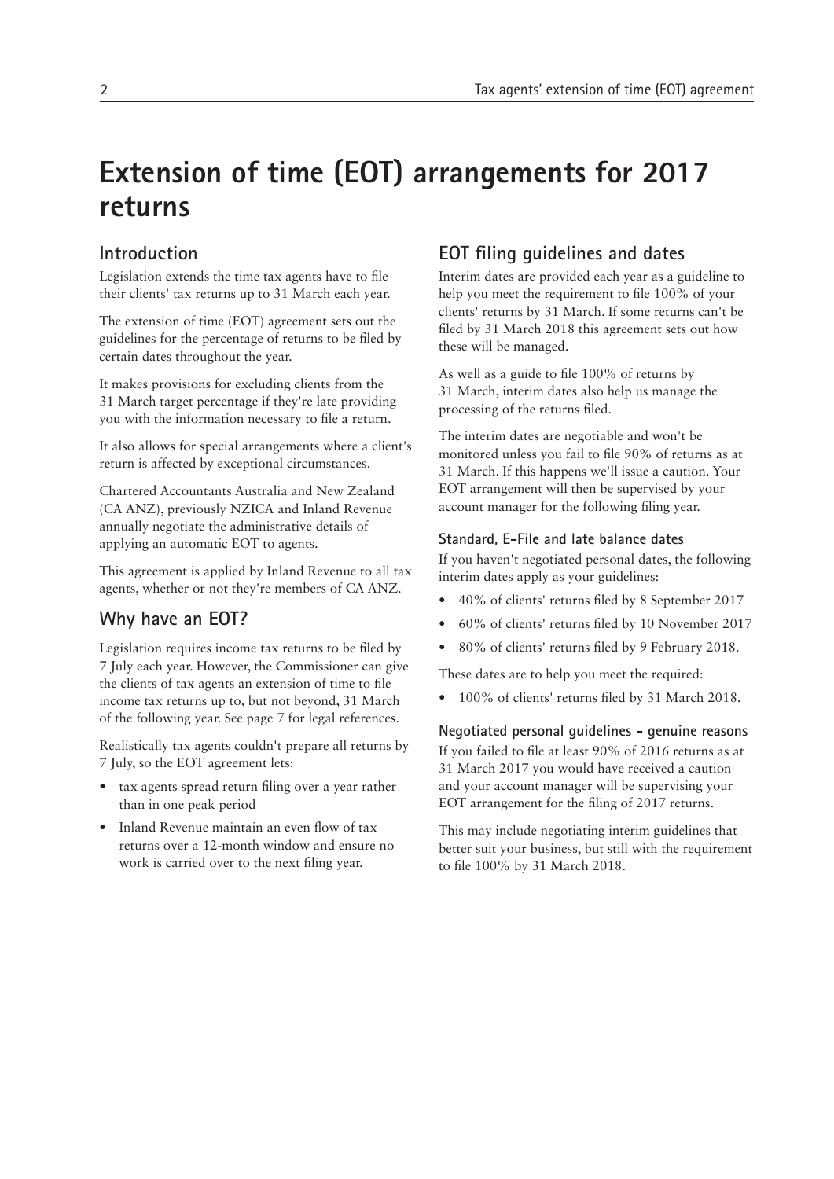# Extension of time (EOT) arrangements for 2017 returns

## Introduction

Legislation extends the time tax agents have to file their clients' tax returns up to 31 March each year.

The extension of time (EOT) agreement sets out the guidelines for the percentage of returns to be filed by certain dates throughout the year.

It makes provisions for excluding clients from the 31 March target percentage if they're late providing you with the information necessary to file a return.

It also allows for special arrangements where a client's return is affected by exceptional circumstances.

Chartered Accountants Australia and New Zealand (CA ANZ), previously NZICA and Inland Revenue annually negotiate the administrative details of applying an automatic EOT to agents.

This agreement is applied by Inland Revenue to all tax agents, whether or not they're members of CA ANZ.

## Why have an EOT?

Legislation requires income tax returns to be filed by 7 July each year. However, the Commissioner can give the clients of tax agents an extension of time to file income tax returns up to, but not beyond, 31 March of the following year. See page 7 for legal references.

Realistically tax agents couldn't prepare all returns by 7 July, so the EOT agreement lets:

- tax agents spread return filing over a year rather than in one peak period
- Inland Revenue maintain an even flow of tax returns over a 12-month window and ensure no work is carried over to the next filing year.

## EOT filing guidelines and dates

Interim dates are provided each year as a guideline to help you meet the requirement to file 100% of your clients' returns by 31 March. If some returns can't be filed by 31 March 2018 this agreement sets out how these will be managed.

As well as a guide to file 100% of returns by 31 March, interim dates also help us manage the processing of the returns filed.

The interim dates are negotiable and won't be monitored unless you fail to file 90% of returns as at 31 March. If this happens we'll issue a caution. Your EOT arrangement will then be supervised by your account manager for the following filing year.

### Standard, E-File and late balance dates

If you haven't negotiated personal dates, the following interim dates apply as your guidelines:

- 40% of clients' returns filed by 8 September 2017
- 60% of clients' returns filed by 10 November 2017
- 80% of clients' returns filed by 9 February 2018.

These dates are to help you meet the required:

- 100% of clients' returns filed by 31 March 2018.

### Negotiated personal guidelines - genuine reasons

If you failed to file at least 90% of 2016 returns as at 31 March 2017 you would have received a caution and your account manager will be supervising your EOT arrangement for the filing of 2017 returns.

This may include negotiating interim guidelines that better suit your business, but still with the requirement to file 100% by 31 March 2018.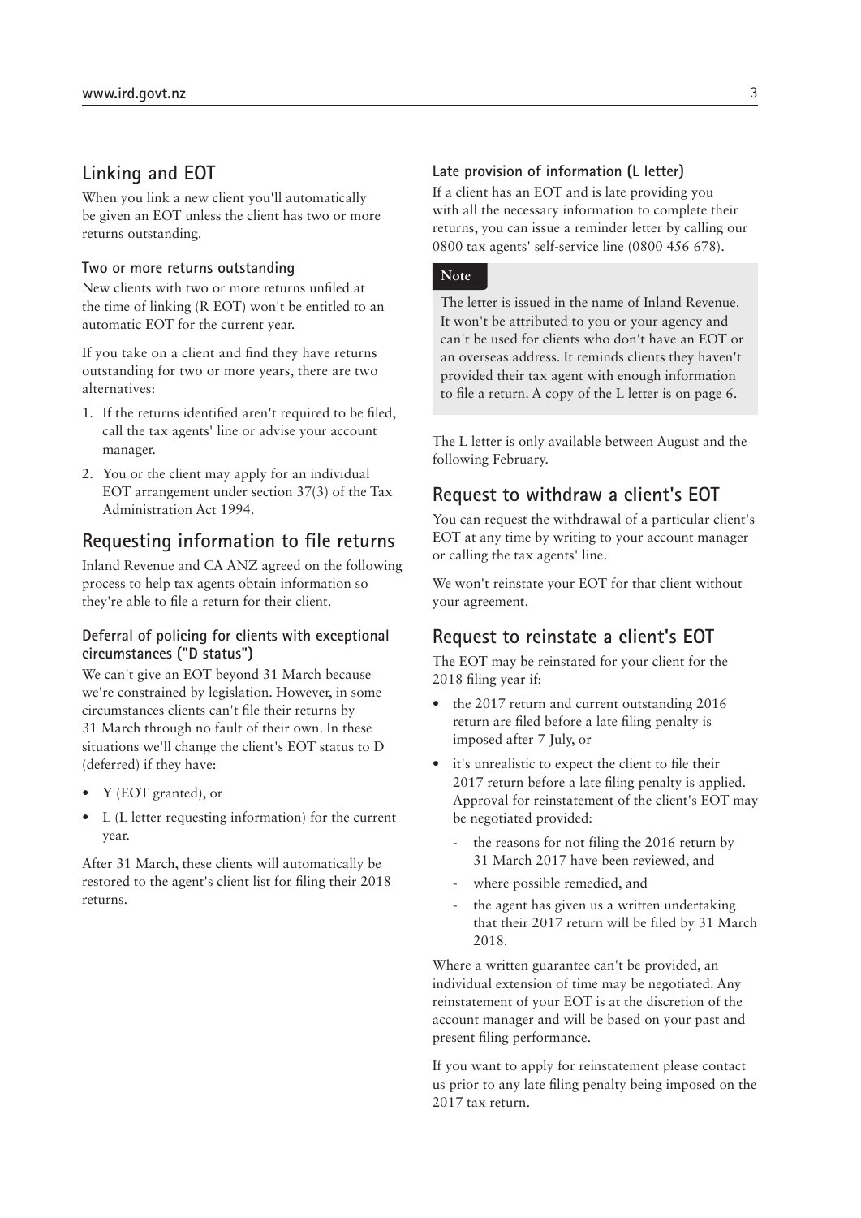## Linking and EOT

When you link a new client you'll automatically be given an EOT unless the client has two or more returns outstanding.

### Two or more returns outstanding

New clients with two or more returns unfiled at the time of linking (R EOT) won't be entitled to an automatic EOT for the current year.

If you take on a client and find they have returns outstanding for two or more years, there are two alternatives:

1. If the returns identified aren't required to be filed, call the tax agents' line or advise your account manager.
2. You or the client may apply for an individual EOT arrangement under section 37(3) of the Tax Administration Act 1994.

## Requesting information to file returns

Inland Revenue and CA ANZ agreed on the following process to help tax agents obtain information so they're able to file a return for their client.

### Deferral of policing for clients with exceptional circumstances ("D status")

We can't give an EOT beyond 31 March because we're constrained by legislation. However, in some circumstances clients can't file their returns by 31 March through no fault of their own. In these situations we'll change the client's EOT status to D (deferred) if they have:

- Y (EOT granted), or
- L (L letter requesting information) for the current year.

After 31 March, these clients will automatically be restored to the agent's client list for filing their 2018 returns.

### Late provision of information (L letter)

If a client has an EOT and is late providing you with all the necessary information to complete their returns, you can issue a reminder letter by calling our 0800 tax agents' self-service line (0800 456 678).

**Note**

The letter is issued in the name of Inland Revenue. It won't be attributed to you or your agency and can't be used for clients who don't have an EOT or an overseas address. It reminds clients they haven't provided their tax agent with enough information to file a return. A copy of the L letter is on page 6.

The L letter is only available between August and the following February.

## Request to withdraw a client's EOT

You can request the withdrawal of a particular client's EOT at any time by writing to your account manager or calling the tax agents' line.

We won't reinstate your EOT for that client without your agreement.

## Request to reinstate a client's EOT

The EOT may be reinstated for your client for the 2018 filing year if:

- the 2017 return and current outstanding 2016 return are filed before a late filing penalty is imposed after 7 July, or
- it's unrealistic to expect the client to file their 2017 return before a late filing penalty is applied. Approval for reinstatement of the client's EOT may be negotiated provided:
  - the reasons for not filing the 2016 return by 31 March 2017 have been reviewed, and
  - where possible remedied, and
  - the agent has given us a written undertaking that their 2017 return will be filed by 31 March 2018.

Where a written guarantee can't be provided, an individual extension of time may be negotiated. Any reinstatement of your EOT is at the discretion of the account manager and will be based on your past and present filing performance.

If you want to apply for reinstatement please contact us prior to any late filing penalty being imposed on the 2017 tax return.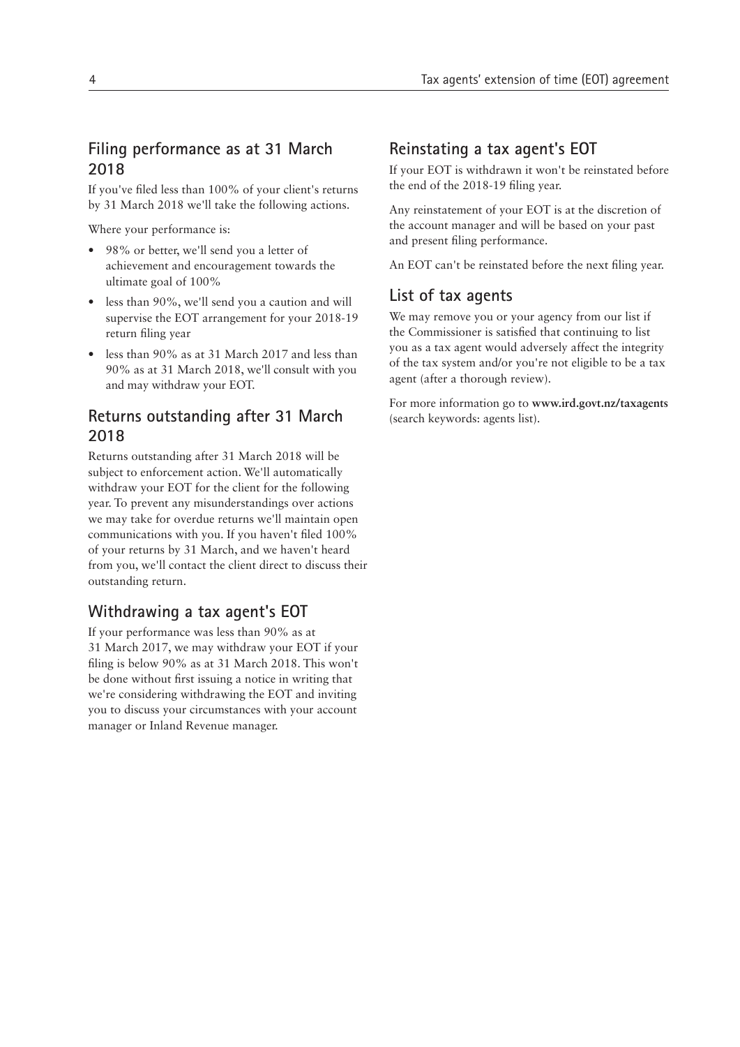## Filing performance as at 31 March 2018

If you've filed less than 100% of your client's returns by 31 March 2018 we'll take the following actions.

Where your performance is:

- 98% or better, we'll send you a letter of achievement and encouragement towards the ultimate goal of 100%
- less than 90%, we'll send you a caution and will supervise the EOT arrangement for your 2018-19 return filing year
- less than 90% as at 31 March 2017 and less than 90% as at 31 March 2018, we'll consult with you and may withdraw your EOT.

## Returns outstanding after 31 March 2018

Returns outstanding after 31 March 2018 will be subject to enforcement action. We'll automatically withdraw your EOT for the client for the following year. To prevent any misunderstandings over actions we may take for overdue returns we'll maintain open communications with you. If you haven't filed 100% of your returns by 31 March, and we haven't heard from you, we'll contact the client direct to discuss their outstanding return.

## Withdrawing a tax agent's EOT

If your performance was less than 90% as at 31 March 2017, we may withdraw your EOT if your filing is below 90% as at 31 March 2018. This won't be done without first issuing a notice in writing that we're considering withdrawing the EOT and inviting you to discuss your circumstances with your account manager or Inland Revenue manager.

## Reinstating a tax agent's EOT

If your EOT is withdrawn it won't be reinstated before the end of the 2018-19 filing year.

Any reinstatement of your EOT is at the discretion of the account manager and will be based on your past and present filing performance.

An EOT can't be reinstated before the next filing year.

## List of tax agents

We may remove you or your agency from our list if the Commissioner is satisfied that continuing to list you as a tax agent would adversely affect the integrity of the tax system and/or you're not eligible to be a tax agent (after a thorough review).

For more information go to **www.ird.govt.nz/taxagents** (search keywords: agents list).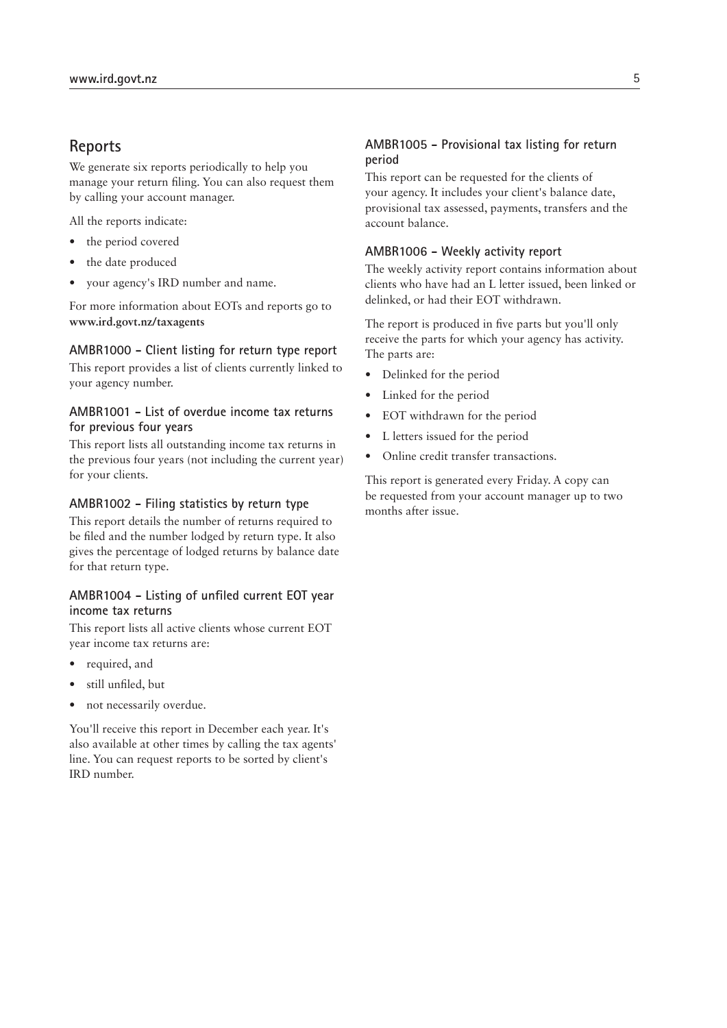## Reports

We generate six reports periodically to help you manage your return filing. You can also request them by calling your account manager.

All the reports indicate:

- the period covered
- the date produced
- your agency's IRD number and name.

For more information about EOTs and reports go to **www.ird.govt.nz/taxagents**

### AMBR1000 – Client listing for return type report

This report provides a list of clients currently linked to your agency number.

### AMBR1001 – List of overdue income tax returns for previous four years

This report lists all outstanding income tax returns in the previous four years (not including the current year) for your clients.

### AMBR1002 – Filing statistics by return type

This report details the number of returns required to be filed and the number lodged by return type. It also gives the percentage of lodged returns by balance date for that return type.

### AMBR1004 – Listing of unfiled current EOT year income tax returns

This report lists all active clients whose current EOT year income tax returns are:

- required, and
- still unfiled, but
- not necessarily overdue.

You'll receive this report in December each year. It's also available at other times by calling the tax agents' line. You can request reports to be sorted by client's IRD number.

### AMBR1005 – Provisional tax listing for return period

This report can be requested for the clients of your agency. It includes your client's balance date, provisional tax assessed, payments, transfers and the account balance.

### AMBR1006 – Weekly activity report

The weekly activity report contains information about clients who have had an L letter issued, been linked or delinked, or had their EOT withdrawn.

The report is produced in five parts but you'll only receive the parts for which your agency has activity. The parts are:

- Delinked for the period
- Linked for the period
- EOT withdrawn for the period
- L letters issued for the period
- Online credit transfer transactions.

This report is generated every Friday. A copy can be requested from your account manager up to two months after issue.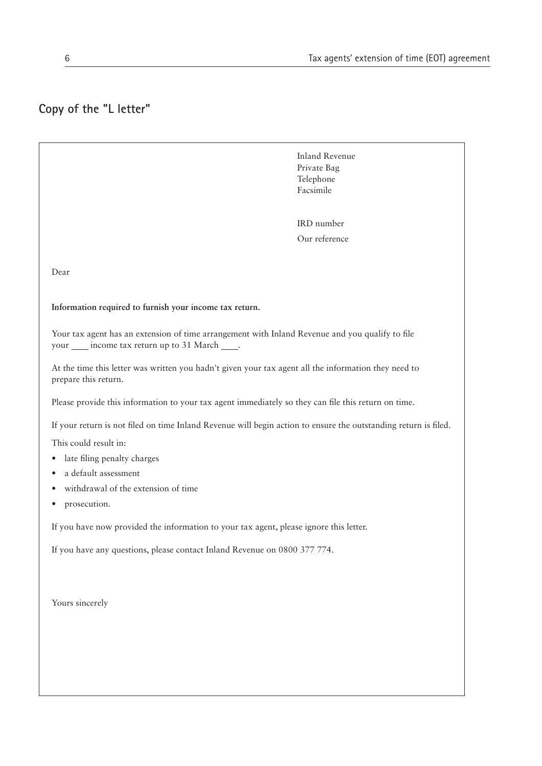## Copy of the "L letter"

Inland Revenue
Private Bag
Telephone
Facsimile

IRD number
Our reference

Dear

**Information required to furnish your income tax return.**

Your tax agent has an extension of time arrangement with Inland Revenue and you qualify to file your ____ income tax return up to 31 March ____.

At the time this letter was written you hadn't given your tax agent all the information they need to prepare this return.

Please provide this information to your tax agent immediately so they can file this return on time.

If your return is not filed on time Inland Revenue will begin action to ensure the outstanding return is filed.

This could result in:

- late filing penalty charges
- a default assessment
- withdrawal of the extension of time
- prosecution.

If you have now provided the information to your tax agent, please ignore this letter.

If you have any questions, please contact Inland Revenue on 0800 377 774.

Yours sincerely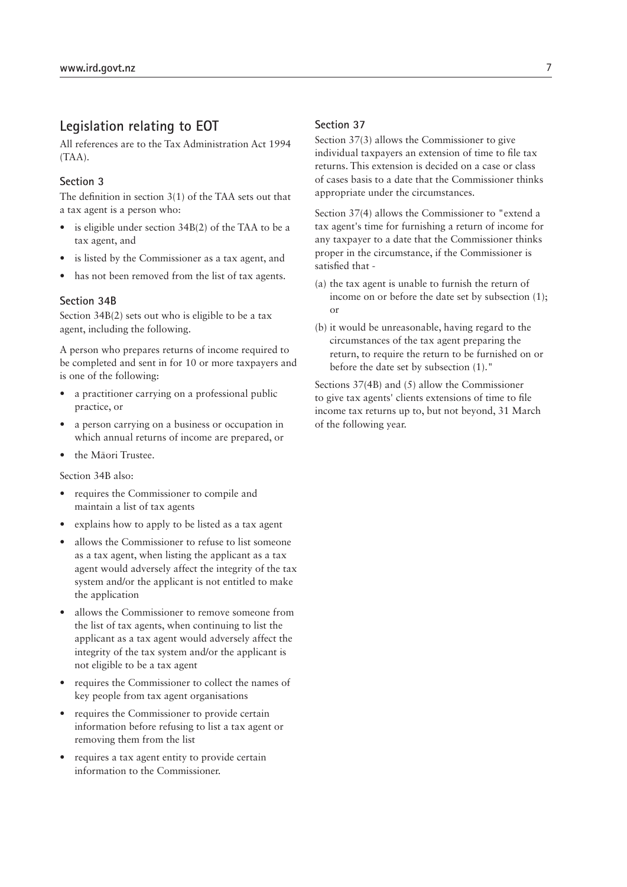## Legislation relating to EOT

All references are to the Tax Administration Act 1994 (TAA).

### Section 3

The definition in section 3(1) of the TAA sets out that a tax agent is a person who:

- is eligible under section 34B(2) of the TAA to be a tax agent, and
- is listed by the Commissioner as a tax agent, and
- has not been removed from the list of tax agents.

### Section 34B

Section 34B(2) sets out who is eligible to be a tax agent, including the following.

A person who prepares returns of income required to be completed and sent in for 10 or more taxpayers and is one of the following:

- a practitioner carrying on a professional public practice, or
- a person carrying on a business or occupation in which annual returns of income are prepared, or
- the Māori Trustee.

Section 34B also:

- requires the Commissioner to compile and maintain a list of tax agents
- explains how to apply to be listed as a tax agent
- allows the Commissioner to refuse to list someone as a tax agent, when listing the applicant as a tax agent would adversely affect the integrity of the tax system and/or the applicant is not entitled to make the application
- allows the Commissioner to remove someone from the list of tax agents, when continuing to list the applicant as a tax agent would adversely affect the integrity of the tax system and/or the applicant is not eligible to be a tax agent
- requires the Commissioner to collect the names of key people from tax agent organisations
- requires the Commissioner to provide certain information before refusing to list a tax agent or removing them from the list
- requires a tax agent entity to provide certain information to the Commissioner.

### Section 37

Section 37(3) allows the Commissioner to give individual taxpayers an extension of time to file tax returns. This extension is decided on a case or class of cases basis to a date that the Commissioner thinks appropriate under the circumstances.

Section 37(4) allows the Commissioner to "extend a tax agent's time for furnishing a return of income for any taxpayer to a date that the Commissioner thinks proper in the circumstance, if the Commissioner is satisfied that -

(a) the tax agent is unable to furnish the return of income on or before the date set by subsection (1); or

(b) it would be unreasonable, having regard to the circumstances of the tax agent preparing the return, to require the return to be furnished on or before the date set by subsection (1)."

Sections 37(4B) and (5) allow the Commissioner to give tax agents' clients extensions of time to file income tax returns up to, but not beyond, 31 March of the following year.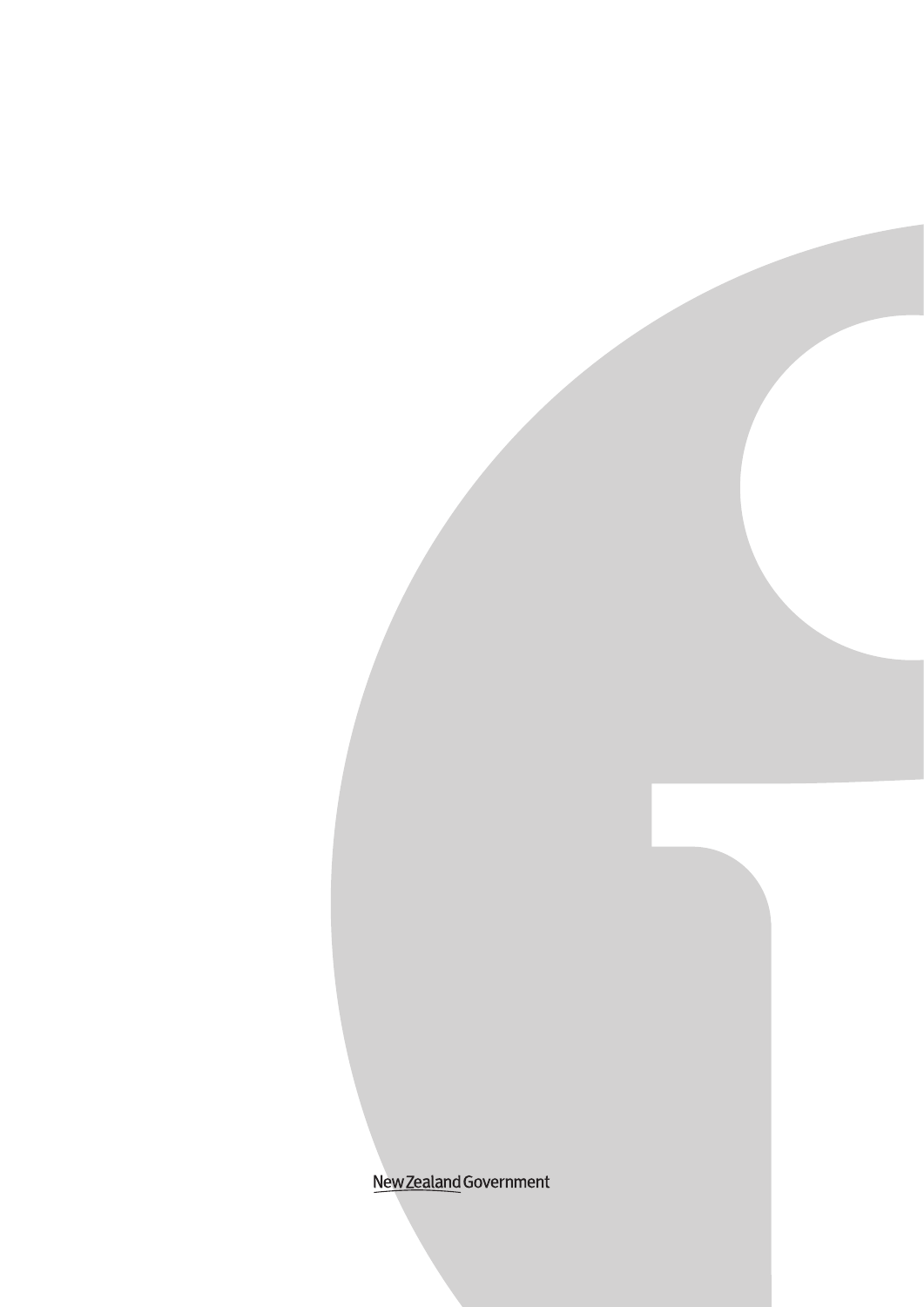New Zealand Government